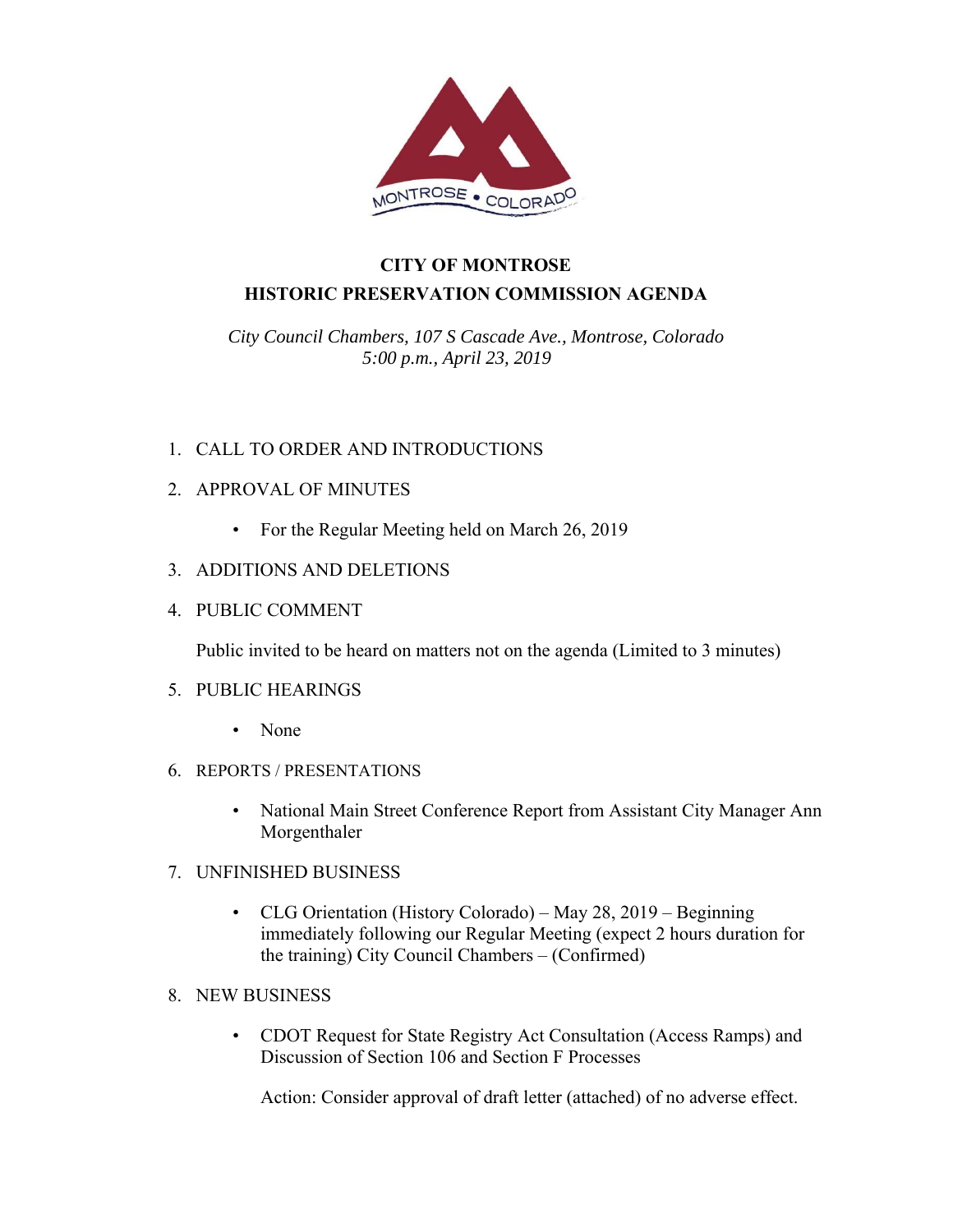# CITY OF MONTROSE

## HISTORIC PRESERVATION COMMISSION AGENDA

*City Council Chambers, 107 S Cascade Ave., Montrose, Colorado*
*5:00 p.m., April 23, 2019*

1. CALL TO ORDER AND INTRODUCTIONS

2. APPROVAL OF MINUTES

   - For the Regular Meeting held on March 26, 2019

3. ADDITIONS AND DELETIONS

4. PUBLIC COMMENT

   Public invited to be heard on matters not on the agenda (Limited to 3 minutes)

5. PUBLIC HEARINGS

   - None

6. REPORTS / PRESENTATIONS

   - National Main Street Conference Report from Assistant City Manager Ann Morgenthaler

7. UNFINISHED BUSINESS

   - CLG Orientation (History Colorado) – May 28, 2019 – Beginning immediately following our Regular Meeting (expect 2 hours duration for the training) City Council Chambers – (Confirmed)

8. NEW BUSINESS

   - CDOT Request for State Registry Act Consultation (Access Ramps) and Discussion of Section 106 and Section F Processes

     Action: Consider approval of draft letter (attached) of no adverse effect.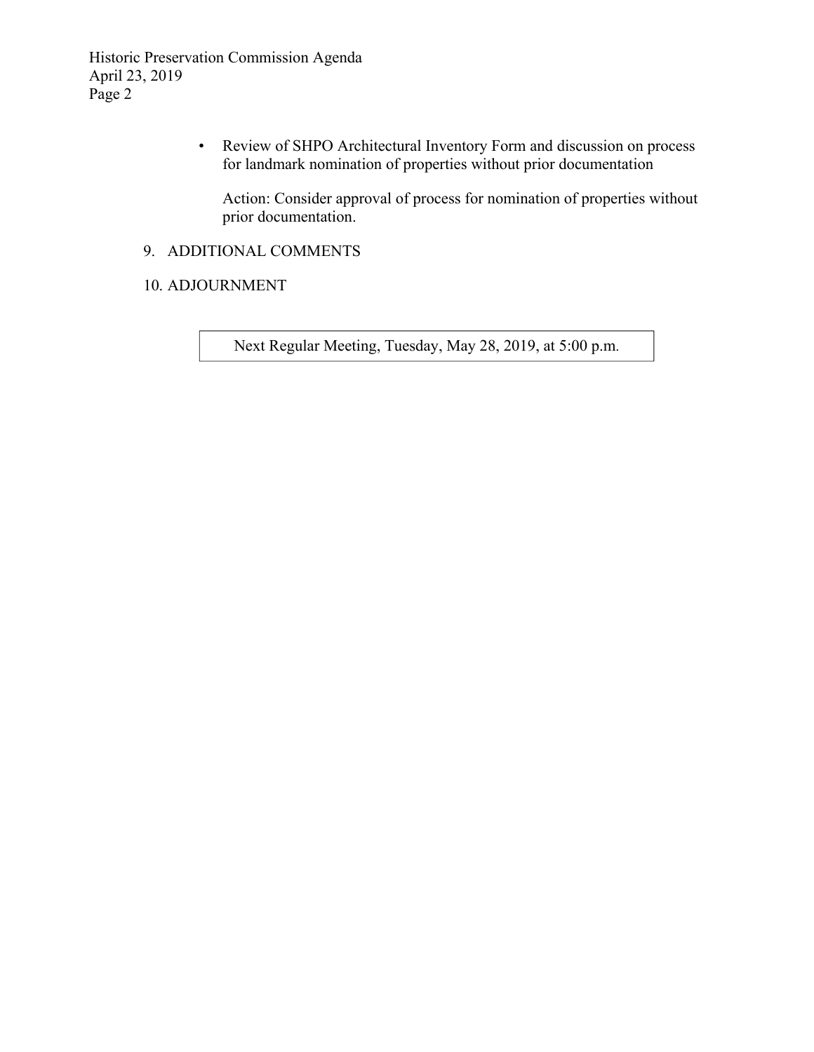- Review of SHPO Architectural Inventory Form and discussion on process for landmark nomination of properties without prior documentation

  Action: Consider approval of process for nomination of properties without prior documentation.

9. ADDITIONAL COMMENTS

10. ADJOURNMENT

Next Regular Meeting, Tuesday, May 28, 2019, at 5:00 p.m.